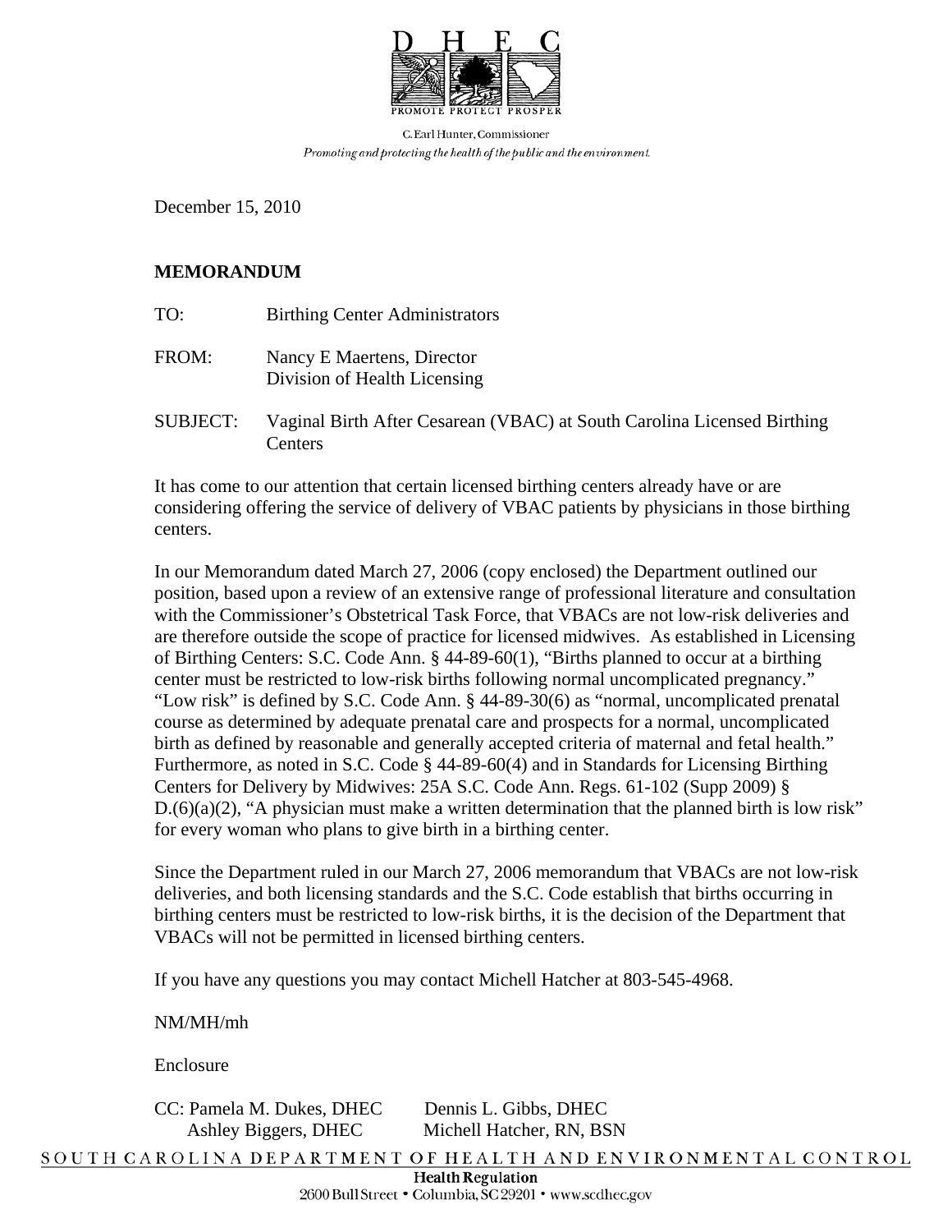D H E C

PROMOTE PROTECT PROSPER

C. Earl Hunter, Commissioner

*Promoting and protecting the health of the public and the environment.*

December 15, 2010

**MEMORANDUM**

TO: Birthing Center Administrators

FROM: Nancy E Maertens, Director
Division of Health Licensing

SUBJECT: Vaginal Birth After Cesarean (VBAC) at South Carolina Licensed Birthing Centers

It has come to our attention that certain licensed birthing centers already have or are considering offering the service of delivery of VBAC patients by physicians in those birthing centers.

In our Memorandum dated March 27, 2006 (copy enclosed) the Department outlined our position, based upon a review of an extensive range of professional literature and consultation with the Commissioner's Obstetrical Task Force, that VBACs are not low-risk deliveries and are therefore outside the scope of practice for licensed midwives. As established in Licensing of Birthing Centers: S.C. Code Ann. § 44-89-60(1), "Births planned to occur at a birthing center must be restricted to low-risk births following normal uncomplicated pregnancy." "Low risk" is defined by S.C. Code Ann. § 44-89-30(6) as "normal, uncomplicated prenatal course as determined by adequate prenatal care and prospects for a normal, uncomplicated birth as defined by reasonable and generally accepted criteria of maternal and fetal health." Furthermore, as noted in S.C. Code § 44-89-60(4) and in Standards for Licensing Birthing Centers for Delivery by Midwives: 25A S.C. Code Ann. Regs. 61-102 (Supp 2009) § D.(6)(a)(2), "A physician must make a written determination that the planned birth is low risk" for every woman who plans to give birth in a birthing center.

Since the Department ruled in our March 27, 2006 memorandum that VBACs are not low-risk deliveries, and both licensing standards and the S.C. Code establish that births occurring in birthing centers must be restricted to low-risk births, it is the decision of the Department that VBACs will not be permitted in licensed birthing centers.

If you have any questions you may contact Michell Hatcher at 803-545-4968.

NM/MH/mh

Enclosure

CC: Pamela M. Dukes, DHEC
Dennis L. Gibbs, DHEC
Ashley Biggers, DHEC
Michell Hatcher, RN, BSN

SOUTH CAROLINA DEPARTMENT OF HEALTH AND ENVIRONMENTAL CONTROL

**Health Regulation**

2600 Bull Street • Columbia, SC 29201 • www.scdhec.gov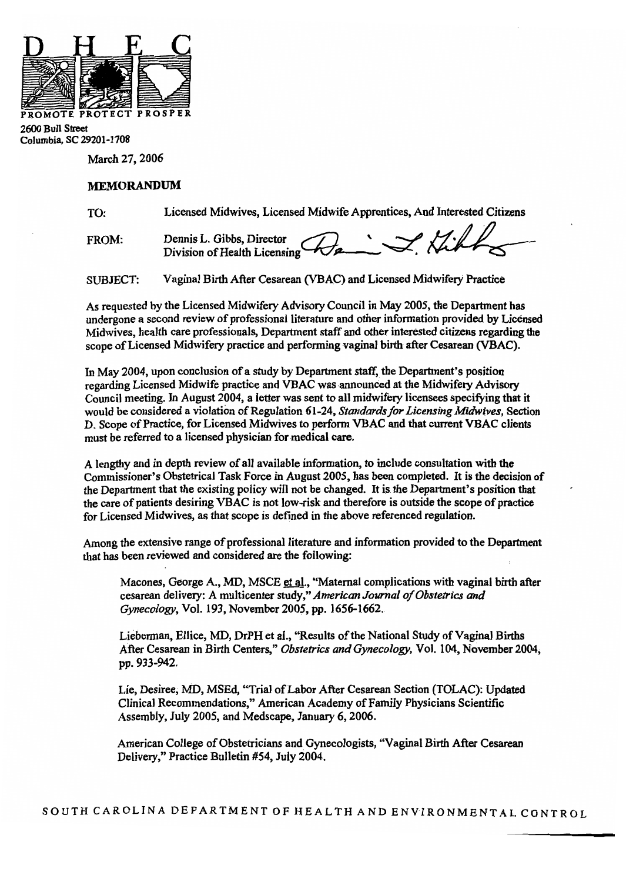DHEC

PROMOTE PROTECT PROSPER

2600 Bull Street
Columbia, SC 29201-1708

March 27, 2006

**MEMORANDUM**

TO: Licensed Midwives, Licensed Midwife Apprentices, And Interested Citizens

FROM: Dennis L. Gibbs, Director
Division of Health Licensing

SUBJECT: Vaginal Birth After Cesarean (VBAC) and Licensed Midwifery Practice

As requested by the Licensed Midwifery Advisory Council in May 2005, the Department has undergone a second review of professional literature and other information provided by Licensed Midwives, health care professionals, Department staff and other interested citizens regarding the scope of Licensed Midwifery practice and performing vaginal birth after Cesarean (VBAC).

In May 2004, upon conclusion of a study by Department staff, the Department's position regarding Licensed Midwife practice and VBAC was announced at the Midwifery Advisory Council meeting. In August 2004, a letter was sent to all midwifery licensees specifying that it would be considered a violation of Regulation 61-24, *Standards for Licensing Midwives*, Section D. Scope of Practice, for Licensed Midwives to perform VBAC and that current VBAC clients must be referred to a licensed physician for medical care.

A lengthy and in depth review of all available information, to include consultation with the Commissioner's Obstetrical Task Force in August 2005, has been completed. It is the decision of the Department that the existing policy will not be changed. It is the Department's position that the care of patients desiring VBAC is not low-risk and therefore is outside the scope of practice for Licensed Midwives, as that scope is defined in the above referenced regulation.

Among the extensive range of professional literature and information provided to the Department that has been reviewed and considered are the following:

Macones, George A., MD, MSCE et al., "Maternal complications with vaginal birth after cesarean delivery: A multicenter study," *American Journal of Obstetrics and Gynecology*, Vol. 193, November 2005, pp. 1656-1662.

Lieberman, Ellice, MD, DrPH et al., "Results of the National Study of Vaginal Births After Cesarean in Birth Centers," *Obstetrics and Gynecology*, Vol. 104, November 2004, pp. 933-942.

Lie, Desiree, MD, MSEd, "Trial of Labor After Cesarean Section (TOLAC): Updated Clinical Recommendations," American Academy of Family Physicians Scientific Assembly, July 2005, and Medscape, January 6, 2006.

American College of Obstetricians and Gynecologists, "Vaginal Birth After Cesarean Delivery," Practice Bulletin #54, July 2004.

SOUTH CAROLINA DEPARTMENT OF HEALTH AND ENVIRONMENTAL CONTROL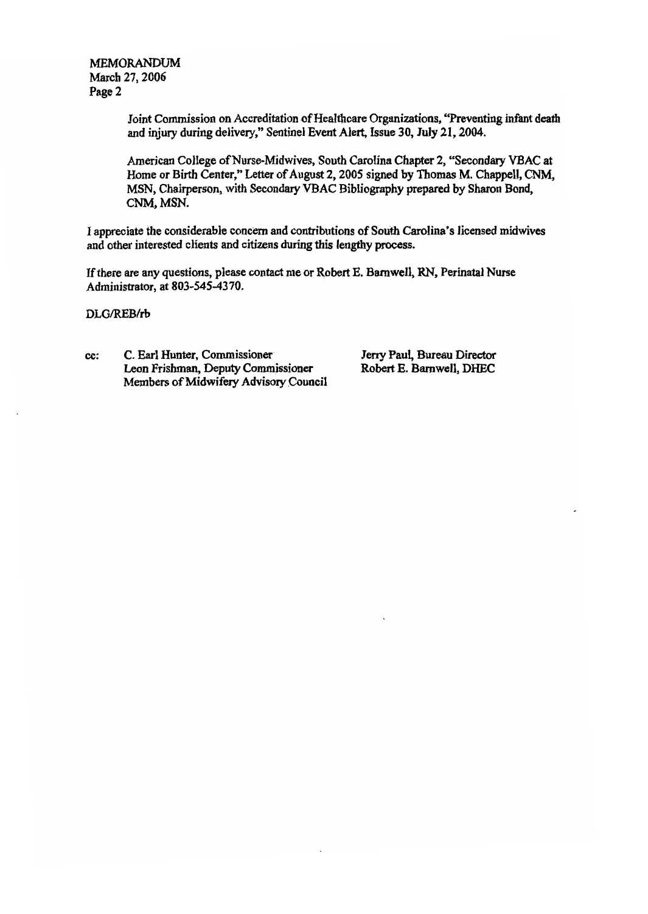Joint Commission on Accreditation of Healthcare Organizations, "Preventing infant death and injury during delivery," Sentinel Event Alert, Issue 30, July 21, 2004.

American College of Nurse-Midwives, South Carolina Chapter 2, "Secondary VBAC at Home or Birth Center," Letter of August 2, 2005 signed by Thomas M. Chappell, CNM, MSN, Chairperson, with Secondary VBAC Bibliography prepared by Sharon Bond, CNM, MSN.

I appreciate the considerable concern and contributions of South Carolina's licensed midwives and other interested clients and citizens during this lengthy process.

If there are any questions, please contact me or Robert E. Barnwell, RN, Perinatal Nurse Administrator, at 803-545-4370.

DLG/REB/rb

cc: C. Earl Hunter, Commissioner
Leon Frishman, Deputy Commissioner
Members of Midwifery Advisory Council
Jerry Paul, Bureau Director
Robert E. Barnwell, DHEC